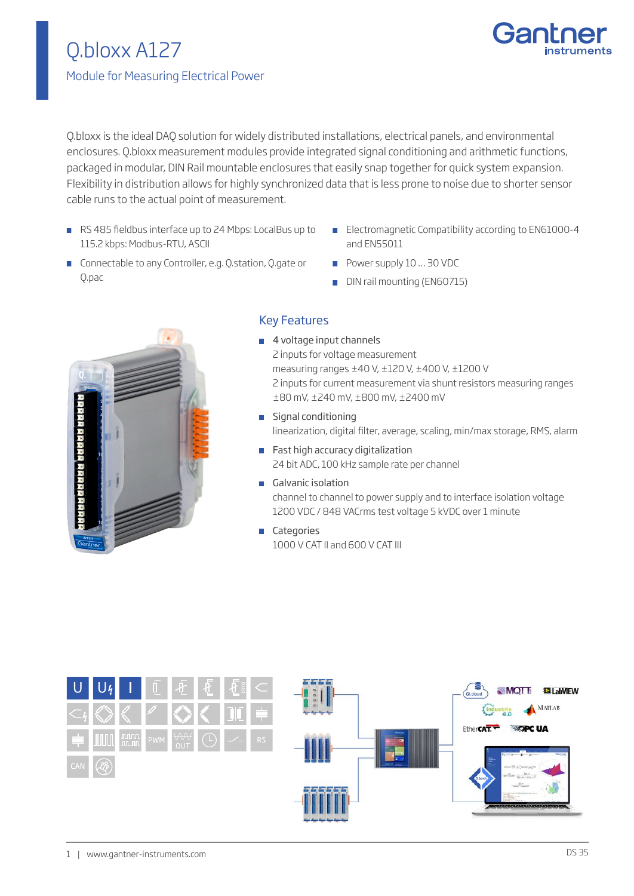# Q.bloxx A127

## Module for Measuring Electrical Power

Q.bloxx is the ideal DAQ solution for widely distributed installations, electrical panels, and environmental enclosures. Q.bloxx measurement modules provide integrated signal conditioning and arithmetic functions, packaged in modular, DIN Rail mountable enclosures that easily snap together for quick system expansion. Flexibility in distribution allows for highly synchronized data that is less prone to noise due to shorter sensor cable runs to the actual point of measurement.

- RS 485 fieldbus interface up to 24 Mbps: LocalBus up to 115.2 kbps: Modbus-RTU, ASCII
- Connectable to any Controller, e.g. Q.station, Q.gate or Q.pac
- Electromagnetic Compatibility according to EN61000-4 and EN55011
- Power supply 10 ... 30 VDC
- DIN rail mounting (EN60715)

### Key Features

- 4 voltage input channels
  2 inputs for voltage measurement
  measuring ranges ±40 V, ±120 V, ±400 V, ±1200 V
  2 inputs for current measurement via shunt resistors measuring ranges ±80 mV, ±240 mV, ±800 mV, ±2400 mV
- Signal conditioning
  linearization, digital filter, average, scaling, min/max storage, RMS, alarm
- Fast high accuracy digitalization
  24 bit ADC, 100 kHz sample rate per channel
- Galvanic isolation
  channel to channel to power supply and to interface isolation voltage 1200 VDC / 848 VACrms test voltage 5 kVDC over 1 minute
- Categories
  1000 V CAT II and 600 V CAT III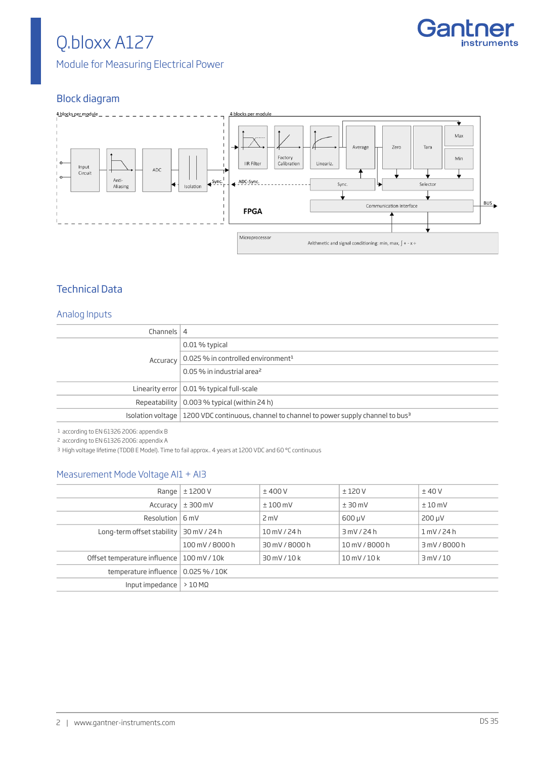# Q.bloxx A127

Module for Measuring Electrical Power

## Block diagram

4 blocks per module

Input Circuit → Anti-Aliasing → ADC ← Isolation ← Sync.

4 blocks per module

IIR Filter → Factory Calibration → Lineariz. → Average → Zero → Tara → Max / Min

ADC-Sync. ← Sync. → Selector

Communication Interface → BUS

**FPGA**

Microprocessor — Arithmetic and signal conditioning: min, max, ∫ + - x ÷

## Technical Data

### Analog Inputs

| | |
|---:|---|
| Channels | 4 |
| Accuracy | 0.01 % typical |
| | 0.025 % in controlled environment[1] |
| | 0.05 % in industrial area[2] |
| Linearity error | 0.01 % typical full-scale |
| Repeatability | 0.003 % typical (within 24 h) |
| Isolation voltage | 1200 VDC continuous, channel to channel to power supply channel to bus[3] |

1 according to EN 61326 2006: appendix B
2 according to EN 61326 2006: appendix A
3 High voltage lifetime (TDDB E Model). Time to fail approx.. 4 years at 1200 VDC and 60 °C continuous

### Measurement Mode Voltage AI1 + AI3

| | | | | |
|---:|---|---|---|---|
| Range | ± 1200 V | ± 400 V | ± 120 V | ± 40 V |
| Accuracy | ± 300 mV | ± 100 mV | ± 30 mV | ± 10 mV |
| Resolution | 6 mV | 2 mV | 600 µV | 200 µV |
| Long-term offset stability | 30 mV / 24 h | 10 mV / 24 h | 3 mV / 24 h | 1 mV / 24 h |
| | 100 mV / 8000 h | 30 mV / 8000 h | 10 mV / 8000 h | 3 mV / 8000 h |
| Offset temperature influence | 100 mV / 10k | 30 mV / 10 k | 10 mV / 10 k | 3 mV / 10 |
| temperature influence | 0.025 % / 10K | | | |
| Input impedance | > 10 MΩ | | | |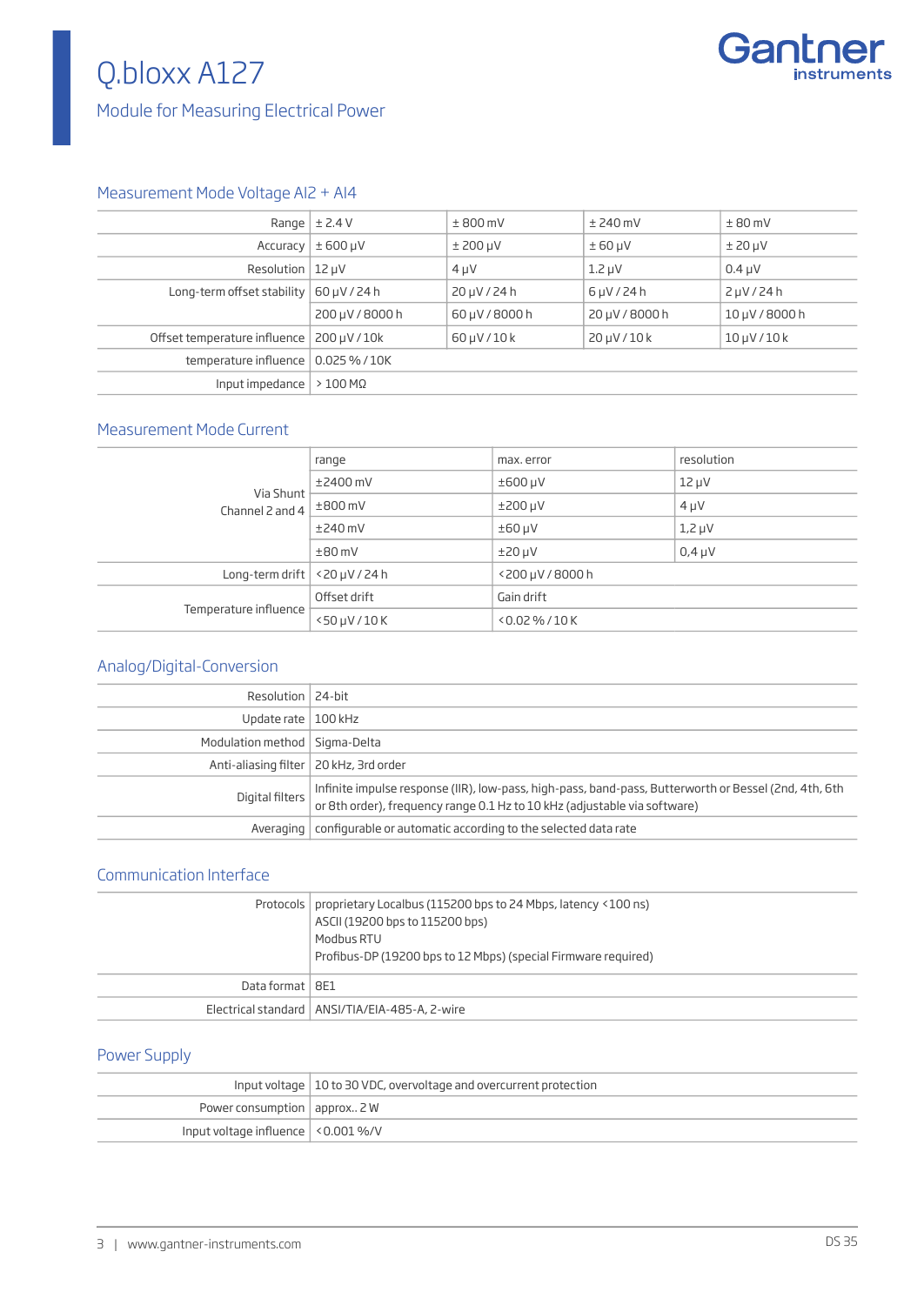# Q.bloxx A127

Module for Measuring Electrical Power

## Measurement Mode Voltage AI2 + AI4

| | | | | |
|---|---|---|---|---|
| Range | ± 2.4 V | ± 800 mV | ± 240 mV | ± 80 mV |
| Accuracy | ± 600 µV | ± 200 µV | ± 60 µV | ± 20 µV |
| Resolution | 12 µV | 4 µV | 1.2 µV | 0.4 µV |
| Long-term offset stability | 60 µV / 24 h | 20 µV / 24 h | 6 µV / 24 h | 2 µV / 24 h |
| | 200 µV / 8000 h | 60 µV / 8000 h | 20 µV / 8000 h | 10 µV / 8000 h |
| Offset temperature influence | 200 µV / 10k | 60 µV / 10 k | 20 µV / 10 k | 10 µV / 10 k |
| temperature influence | 0.025 % / 10K | | | |
| Input impedance | > 100 MΩ | | | |

## Measurement Mode Current

| | | | |
|---|---|---|---|
| Via Shunt Channel 2 and 4 | range | max. error | resolution |
| | ±2400 mV | ±600 µV | 12 µV |
| | ±800 mV | ±200 µV | 4 µV |
| | ±240 mV | ±60 µV | 1,2 µV |
| | ±80 mV | ±20 µV | 0,4 µV |
| Long-term drift | <20 µV / 24 h | <200 µV / 8000 h | |
| Temperature influence | Offset drift | Gain drift | |
| | <50 µV / 10 K | <0.02 % / 10 K | |

## Analog/Digital-Conversion

| | |
|---|---|
| Resolution | 24-bit |
| Update rate | 100 kHz |
| Modulation method | Sigma-Delta |
| Anti-aliasing filter | 20 kHz, 3rd order |
| Digital filters | Infinite impulse response (IIR), low-pass, high-pass, band-pass, Butterworth or Bessel (2nd, 4th, 6th or 8th order), frequency range 0.1 Hz to 10 kHz (adjustable via software) |
| Averaging | configurable or automatic according to the selected data rate |

## Communication Interface

| | |
|---|---|
| Protocols | proprietary Localbus (115200 bps to 24 Mbps, latency <100 ns)<br>ASCII (19200 bps to 115200 bps)<br>Modbus RTU<br>Profibus-DP (19200 bps to 12 Mbps) (special Firmware required) |
| Data format | 8E1 |
| Electrical standard | ANSI/TIA/EIA-485-A, 2-wire |

## Power Supply

| | |
|---|---|
| Input voltage | 10 to 30 VDC, overvoltage and overcurrent protection |
| Power consumption | approx.. 2 W |
| Input voltage influence | <0.001 %/V |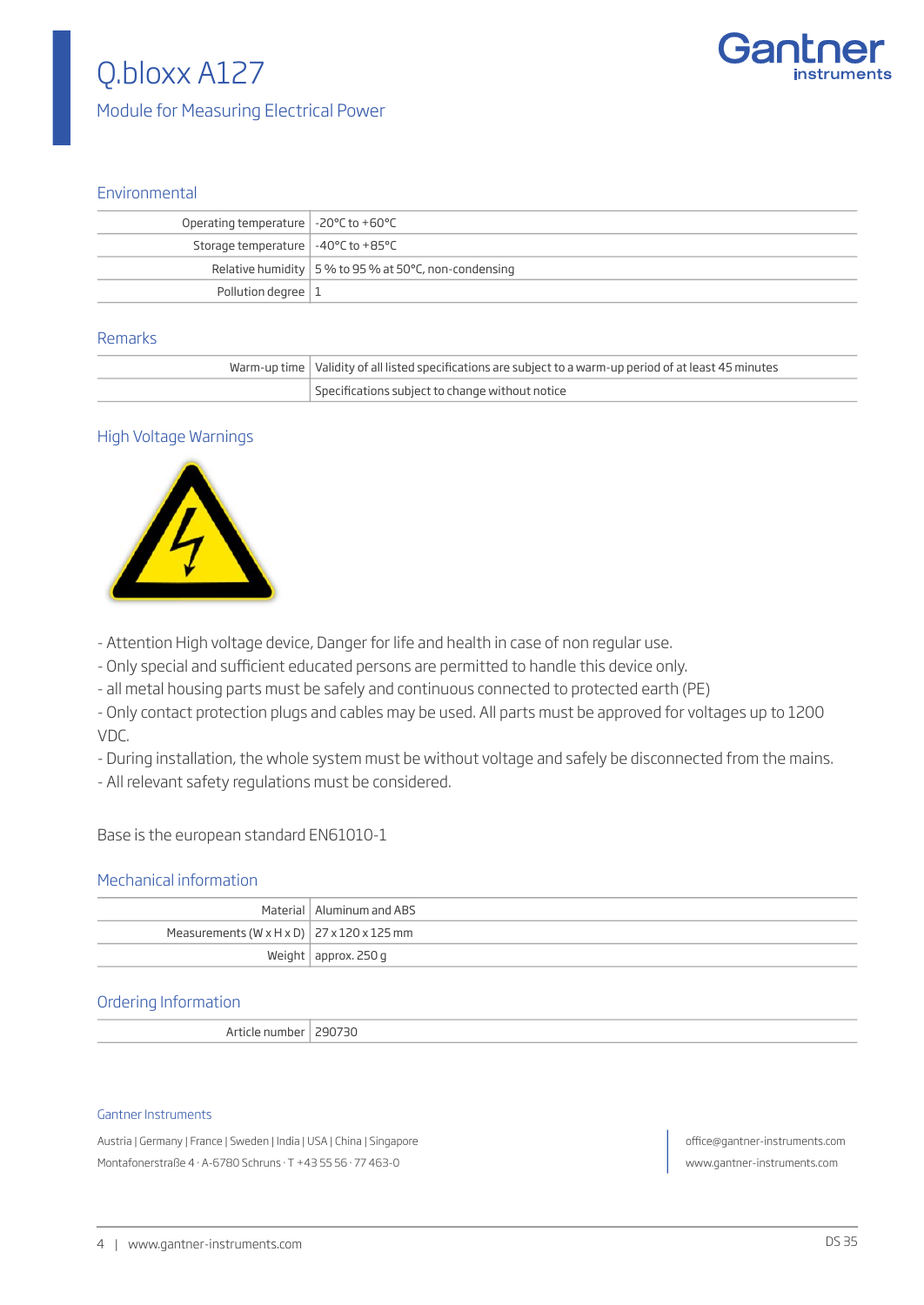# Q.bloxx A127

Module for Measuring Electrical Power

## Environmental

| | |
|---|---|
| Operating temperature | -20°C to +60°C |
| Storage temperature | -40°C to +85°C |
| Relative humidity | 5 % to 95 % at 50°C, non-condensing |
| Pollution degree | 1 |

## Remarks

| | |
|---|---|
| Warm-up time | Validity of all listed specifications are subject to a warm-up period of at least 45 minutes |
| | Specifications subject to change without notice |

## High Voltage Warnings

- Attention High voltage device, Danger for life and health in case of non regular use.
- Only special and sufficient educated persons are permitted to handle this device only.
- all metal housing parts must be safely and continuous connected to protected earth (PE)
- Only contact protection plugs and cables may be used. All parts must be approved for voltages up to 1200 VDC.
- During installation, the whole system must be without voltage and safely be disconnected from the mains.
- All relevant safety regulations must be considered.

Base is the european standard EN61010-1

## Mechanical information

| | |
|---|---|
| Material | Aluminum and ABS |
| Measurements (W x H x D) | 27 x 120 x 125 mm |
| Weight | approx. 250 g |

## Ordering Information

| | |
|---|---|
| Article number | 290730 |

Gantner Instruments

Austria | Germany | France | Sweden | India | USA | China | Singapore

Montafonerstraße 4 · A-6780 Schruns · T +43 55 56 · 77 463-0

office@gantner-instruments.com

www.gantner-instruments.com

DS 35